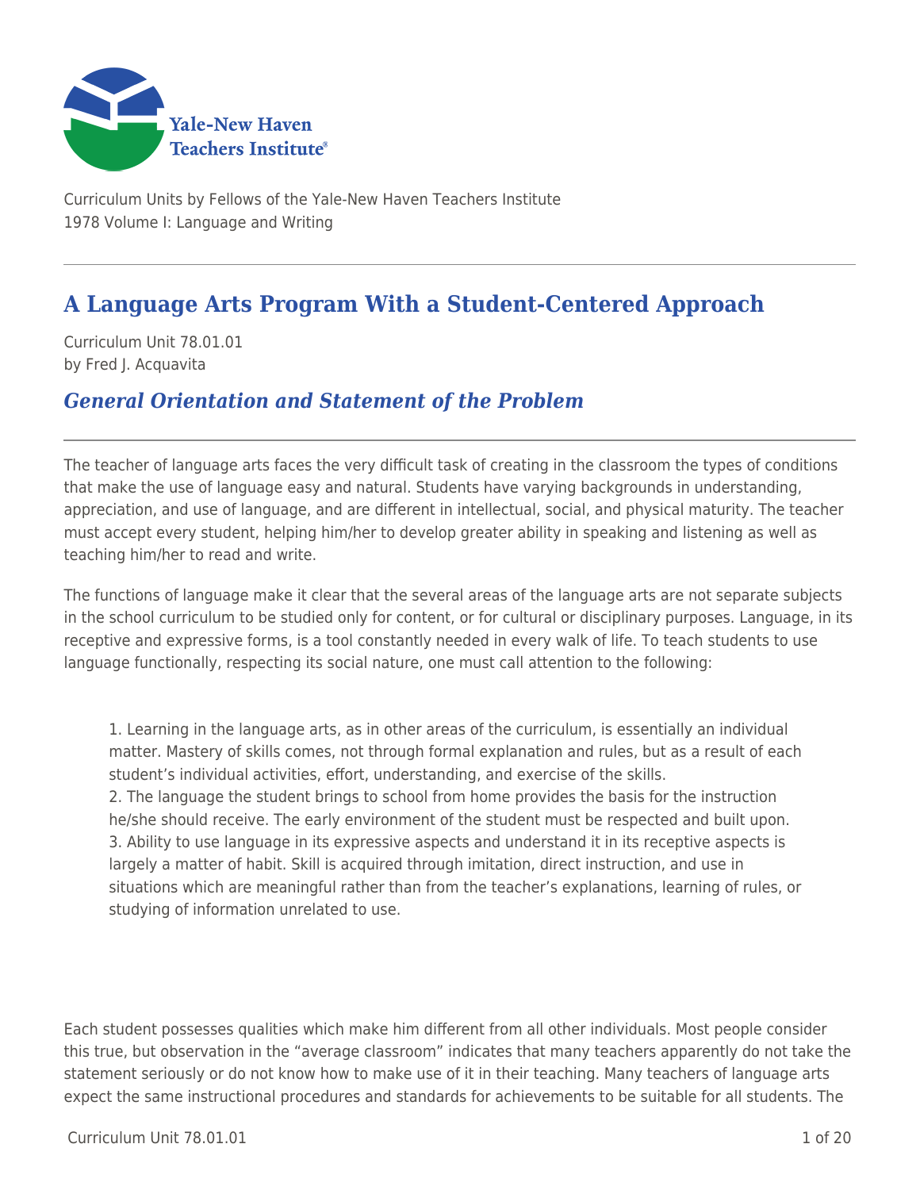Yale-New Haven Teachers Institute

Curriculum Units by Fellows of the Yale-New Haven Teachers Institute
1978 Volume I: Language and Writing

# A Language Arts Program With a Student-Centered Approach

Curriculum Unit 78.01.01
by Fred J. Acquavita

## *General Orientation and Statement of the Problem*

The teacher of language arts faces the very difficult task of creating in the classroom the types of conditions that make the use of language easy and natural. Students have varying backgrounds in understanding, appreciation, and use of language, and are different in intellectual, social, and physical maturity. The teacher must accept every student, helping him/her to develop greater ability in speaking and listening as well as teaching him/her to read and write.

The functions of language make it clear that the several areas of the language arts are not separate subjects in the school curriculum to be studied only for content, or for cultural or disciplinary purposes. Language, in its receptive and expressive forms, is a tool constantly needed in every walk of life. To teach students to use language functionally, respecting its social nature, one must call attention to the following:

> 1. Learning in the language arts, as in other areas of the curriculum, is essentially an individual matter. Mastery of skills comes, not through formal explanation and rules, but as a result of each student's individual activities, effort, understanding, and exercise of the skills.
> 2. The language the student brings to school from home provides the basis for the instruction he/she should receive. The early environment of the student must be respected and built upon.
> 3. Ability to use language in its expressive aspects and understand it in its receptive aspects is largely a matter of habit. Skill is acquired through imitation, direct instruction, and use in situations which are meaningful rather than from the teacher's explanations, learning of rules, or studying of information unrelated to use.

Each student possesses qualities which make him different from all other individuals. Most people consider this true, but observation in the "average classroom" indicates that many teachers apparently do not take the statement seriously or do not know how to make use of it in their teaching. Many teachers of language arts expect the same instructional procedures and standards for achievements to be suitable for all students. The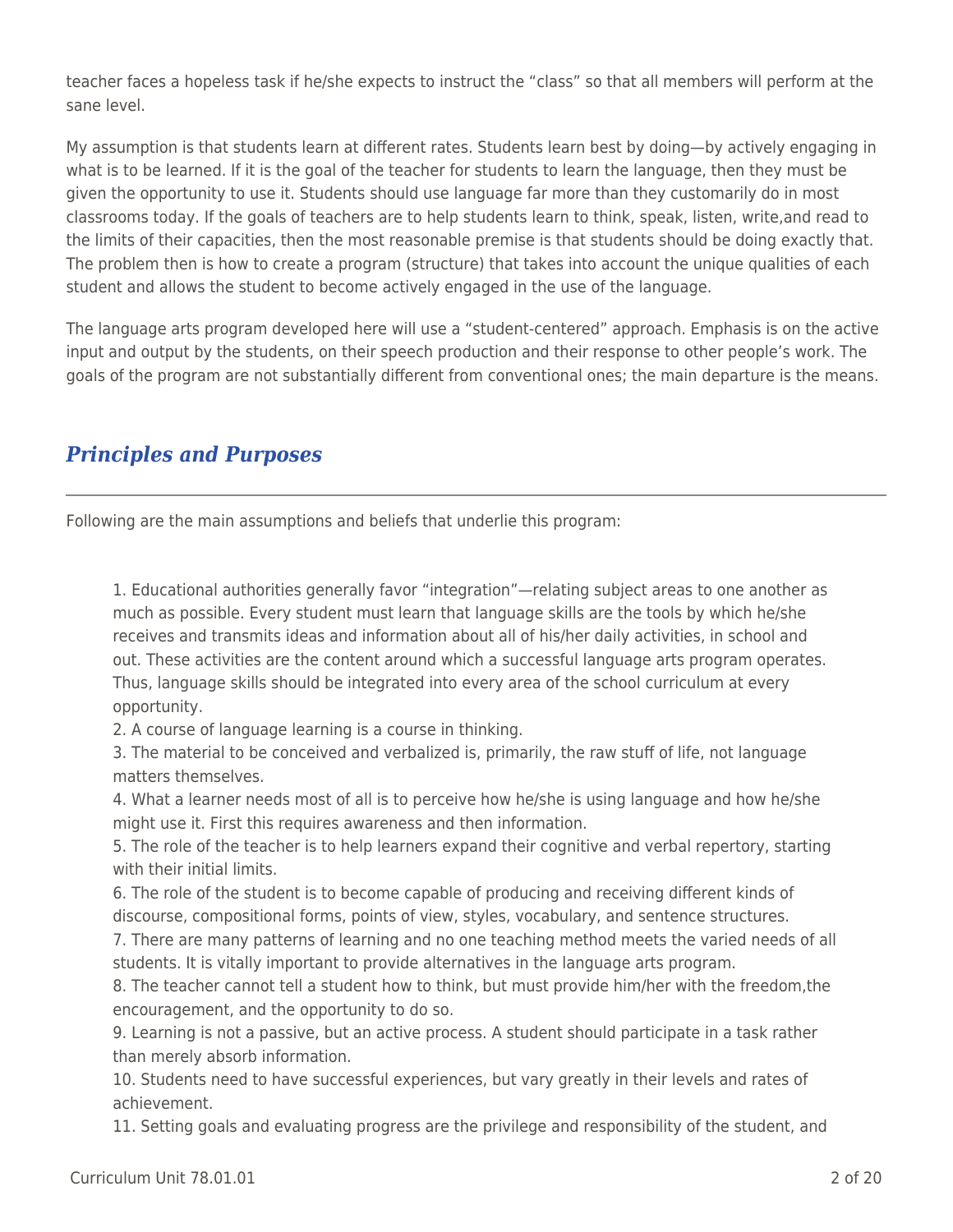teacher faces a hopeless task if he/she expects to instruct the "class" so that all members will perform at the sane level.

My assumption is that students learn at different rates. Students learn best by doing—by actively engaging in what is to be learned. If it is the goal of the teacher for students to learn the language, then they must be given the opportunity to use it. Students should use language far more than they customarily do in most classrooms today. If the goals of teachers are to help students learn to think, speak, listen, write,and read to the limits of their capacities, then the most reasonable premise is that students should be doing exactly that. The problem then is how to create a program (structure) that takes into account the unique qualities of each student and allows the student to become actively engaged in the use of the language.

The language arts program developed here will use a "student-centered" approach. Emphasis is on the active input and output by the students, on their speech production and their response to other people's work. The goals of the program are not substantially different from conventional ones; the main departure is the means.

## *Principles and Purposes*

Following are the main assumptions and beliefs that underlie this program:

1. Educational authorities generally favor "integration"—relating subject areas to one another as much as possible. Every student must learn that language skills are the tools by which he/she receives and transmits ideas and information about all of his/her daily activities, in school and out. These activities are the content around which a successful language arts program operates. Thus, language skills should be integrated into every area of the school curriculum at every opportunity.
2. A course of language learning is a course in thinking.
3. The material to be conceived and verbalized is, primarily, the raw stuff of life, not language matters themselves.
4. What a learner needs most of all is to perceive how he/she is using language and how he/she might use it. First this requires awareness and then information.
5. The role of the teacher is to help learners expand their cognitive and verbal repertory, starting with their initial limits.
6. The role of the student is to become capable of producing and receiving different kinds of discourse, compositional forms, points of view, styles, vocabulary, and sentence structures.
7. There are many patterns of learning and no one teaching method meets the varied needs of all students. It is vitally important to provide alternatives in the language arts program.
8. The teacher cannot tell a student how to think, but must provide him/her with the freedom,the encouragement, and the opportunity to do so.
9. Learning is not a passive, but an active process. A student should participate in a task rather than merely absorb information.
10. Students need to have successful experiences, but vary greatly in their levels and rates of achievement.
11. Setting goals and evaluating progress are the privilege and responsibility of the student, and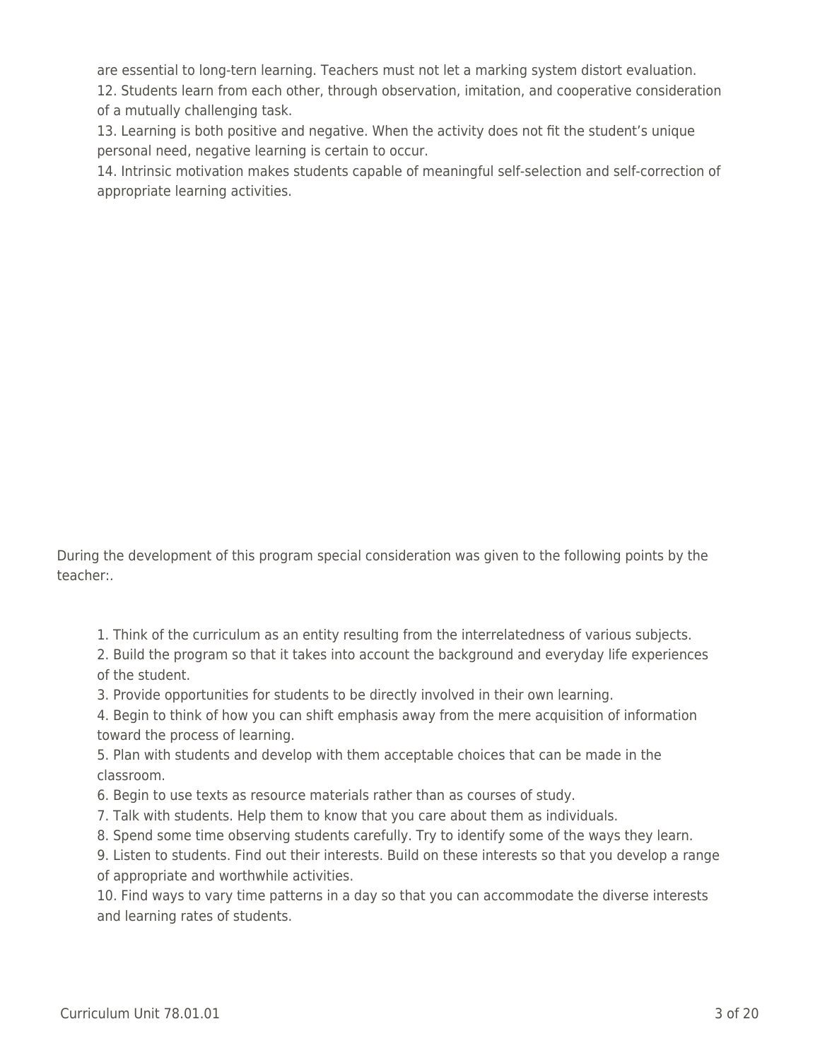are essential to long-tern learning. Teachers must not let a marking system distort evaluation.

12. Students learn from each other, through observation, imitation, and cooperative consideration of a mutually challenging task.
13. Learning is both positive and negative. When the activity does not fit the student's unique personal need, negative learning is certain to occur.
14. Intrinsic motivation makes students capable of meaningful self-selection and self-correction of appropriate learning activities.

During the development of this program special consideration was given to the following points by the teacher:.

1. Think of the curriculum as an entity resulting from the interrelatedness of various subjects.
2. Build the program so that it takes into account the background and everyday life experiences of the student.
3. Provide opportunities for students to be directly involved in their own learning.
4. Begin to think of how you can shift emphasis away from the mere acquisition of information toward the process of learning.
5. Plan with students and develop with them acceptable choices that can be made in the classroom.
6. Begin to use texts as resource materials rather than as courses of study.
7. Talk with students. Help them to know that you care about them as individuals.
8. Spend some time observing students carefully. Try to identify some of the ways they learn.
9. Listen to students. Find out their interests. Build on these interests so that you develop a range of appropriate and worthwhile activities.
10. Find ways to vary time patterns in a day so that you can accommodate the diverse interests and learning rates of students.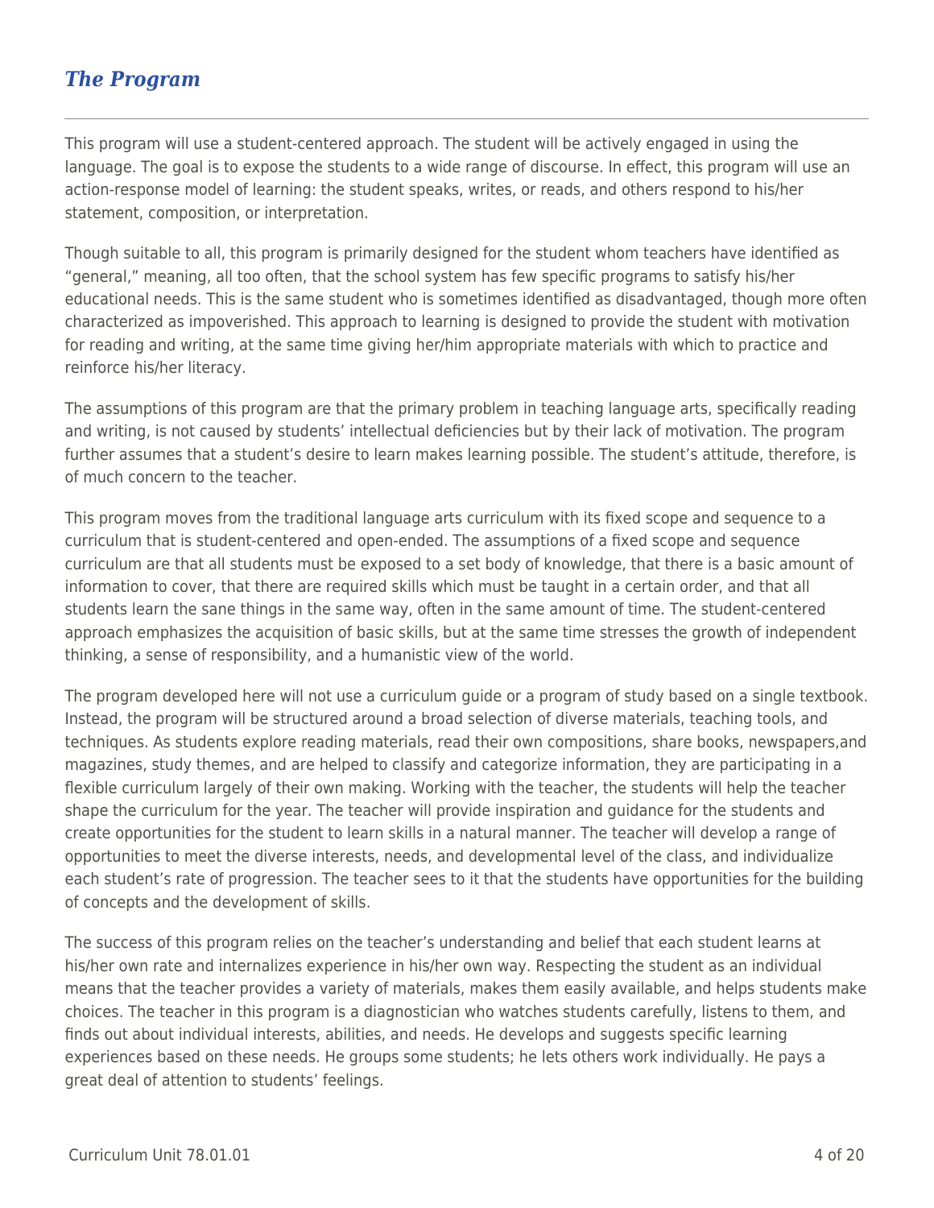## *The Program*

This program will use a student-centered approach. The student will be actively engaged in using the language. The goal is to expose the students to a wide range of discourse. In effect, this program will use an action-response model of learning: the student speaks, writes, or reads, and others respond to his/her statement, composition, or interpretation.

Though suitable to all, this program is primarily designed for the student whom teachers have identified as "general," meaning, all too often, that the school system has few specific programs to satisfy his/her educational needs. This is the same student who is sometimes identified as disadvantaged, though more often characterized as impoverished. This approach to learning is designed to provide the student with motivation for reading and writing, at the same time giving her/him appropriate materials with which to practice and reinforce his/her literacy.

The assumptions of this program are that the primary problem in teaching language arts, specifically reading and writing, is not caused by students' intellectual deficiencies but by their lack of motivation. The program further assumes that a student's desire to learn makes learning possible. The student's attitude, therefore, is of much concern to the teacher.

This program moves from the traditional language arts curriculum with its fixed scope and sequence to a curriculum that is student-centered and open-ended. The assumptions of a fixed scope and sequence curriculum are that all students must be exposed to a set body of knowledge, that there is a basic amount of information to cover, that there are required skills which must be taught in a certain order, and that all students learn the sane things in the same way, often in the same amount of time. The student-centered approach emphasizes the acquisition of basic skills, but at the same time stresses the growth of independent thinking, a sense of responsibility, and a humanistic view of the world.

The program developed here will not use a curriculum guide or a program of study based on a single textbook. Instead, the program will be structured around a broad selection of diverse materials, teaching tools, and techniques. As students explore reading materials, read their own compositions, share books, newspapers,and magazines, study themes, and are helped to classify and categorize information, they are participating in a flexible curriculum largely of their own making. Working with the teacher, the students will help the teacher shape the curriculum for the year. The teacher will provide inspiration and guidance for the students and create opportunities for the student to learn skills in a natural manner. The teacher will develop a range of opportunities to meet the diverse interests, needs, and developmental level of the class, and individualize each student's rate of progression. The teacher sees to it that the students have opportunities for the building of concepts and the development of skills.

The success of this program relies on the teacher's understanding and belief that each student learns at his/her own rate and internalizes experience in his/her own way. Respecting the student as an individual means that the teacher provides a variety of materials, makes them easily available, and helps students make choices. The teacher in this program is a diagnostician who watches students carefully, listens to them, and finds out about individual interests, abilities, and needs. He develops and suggests specific learning experiences based on these needs. He groups some students; he lets others work individually. He pays a great deal of attention to students' feelings.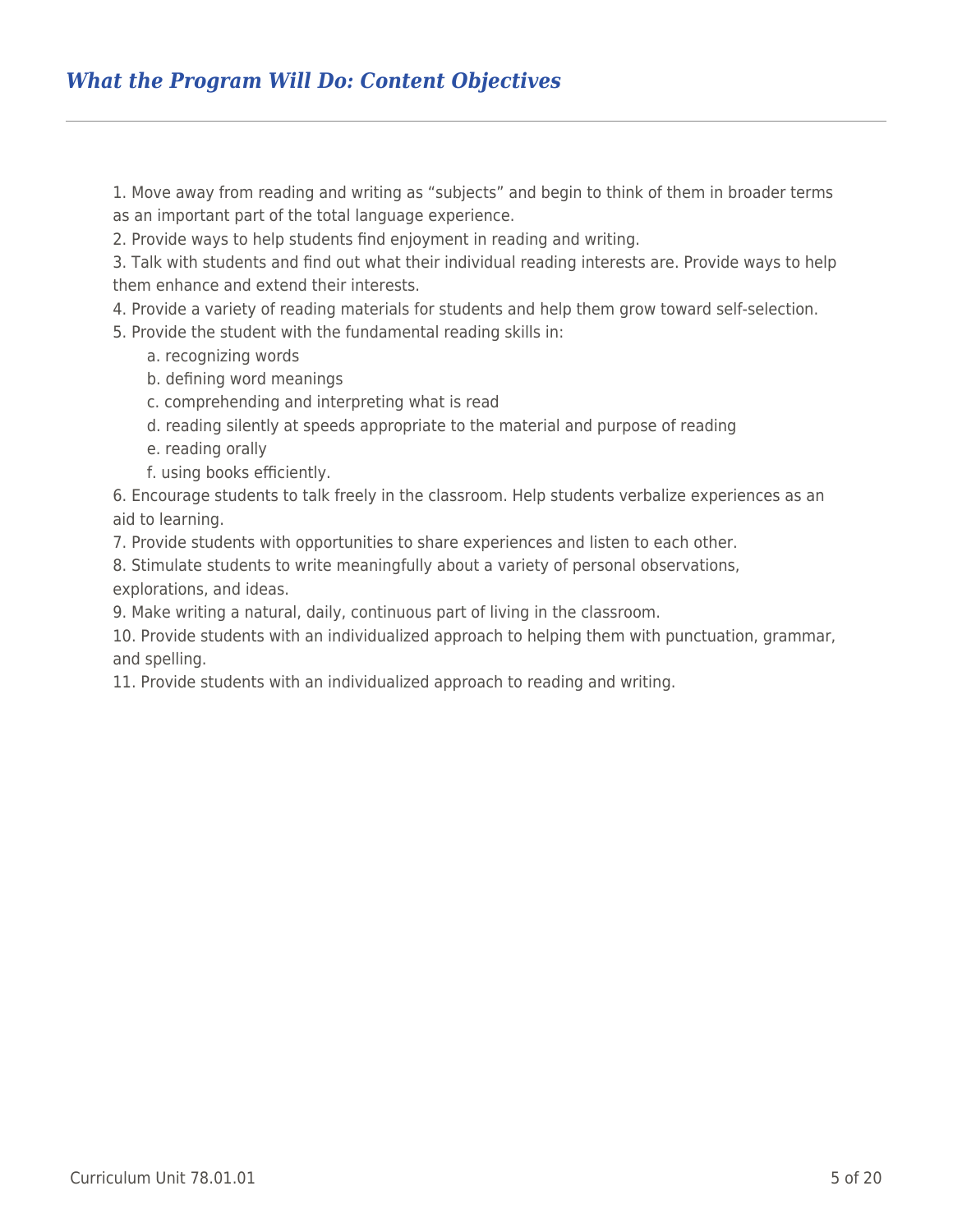## *What the Program Will Do: Content Objectives*

1. Move away from reading and writing as "subjects" and begin to think of them in broader terms as an important part of the total language experience.
2. Provide ways to help students find enjoyment in reading and writing.
3. Talk with students and find out what their individual reading interests are. Provide ways to help them enhance and extend their interests.
4. Provide a variety of reading materials for students and help them grow toward self-selection.
5. Provide the student with the fundamental reading skills in:
    a. recognizing words
    b. defining word meanings
    c. comprehending and interpreting what is read
    d. reading silently at speeds appropriate to the material and purpose of reading
    e. reading orally
    f. using books efficiently.
6. Encourage students to talk freely in the classroom. Help students verbalize experiences as an aid to learning.
7. Provide students with opportunities to share experiences and listen to each other.
8. Stimulate students to write meaningfully about a variety of personal observations, explorations, and ideas.
9. Make writing a natural, daily, continuous part of living in the classroom.
10. Provide students with an individualized approach to helping them with punctuation, grammar, and spelling.
11. Provide students with an individualized approach to reading and writing.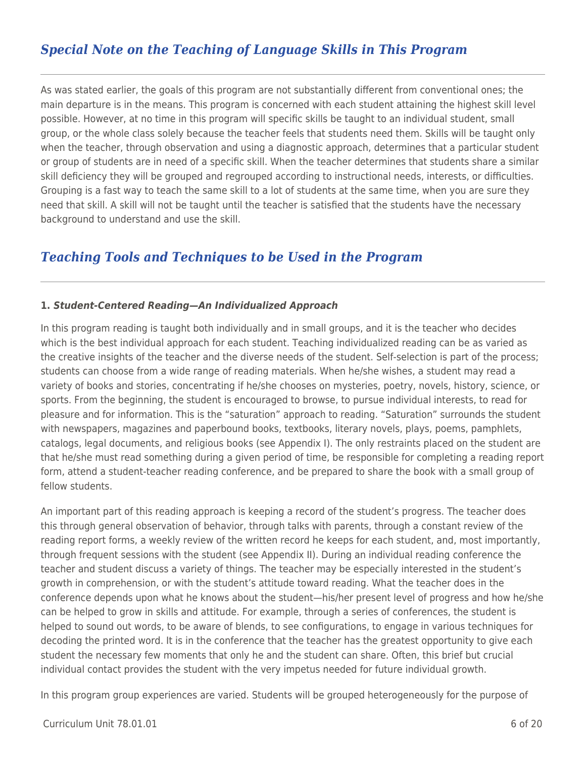## *Special Note on the Teaching of Language Skills in This Program*

As was stated earlier, the goals of this program are not substantially different from conventional ones; the main departure is in the means. This program is concerned with each student attaining the highest skill level possible. However, at no time in this program will specific skills be taught to an individual student, small group, or the whole class solely because the teacher feels that students need them. Skills will be taught only when the teacher, through observation and using a diagnostic approach, determines that a particular student or group of students are in need of a specific skill. When the teacher determines that students share a similar skill deficiency they will be grouped and regrouped according to instructional needs, interests, or difficulties. Grouping is a fast way to teach the same skill to a lot of students at the same time, when you are sure they need that skill. A skill will not be taught until the teacher is satisfied that the students have the necessary background to understand and use the skill.

## *Teaching Tools and Techniques to be Used in the Program*

**1. *Student-Centered Reading—An Individualized Approach***

In this program reading is taught both individually and in small groups, and it is the teacher who decides which is the best individual approach for each student. Teaching individualized reading can be as varied as the creative insights of the teacher and the diverse needs of the student. Self-selection is part of the process; students can choose from a wide range of reading materials. When he/she wishes, a student may read a variety of books and stories, concentrating if he/she chooses on mysteries, poetry, novels, history, science, or sports. From the beginning, the student is encouraged to browse, to pursue individual interests, to read for pleasure and for information. This is the "saturation" approach to reading. "Saturation" surrounds the student with newspapers, magazines and paperbound books, textbooks, literary novels, plays, poems, pamphlets, catalogs, legal documents, and religious books (see Appendix I). The only restraints placed on the student are that he/she must read something during a given period of time, be responsible for completing a reading report form, attend a student-teacher reading conference, and be prepared to share the book with a small group of fellow students.

An important part of this reading approach is keeping a record of the student's progress. The teacher does this through general observation of behavior, through talks with parents, through a constant review of the reading report forms, a weekly review of the written record he keeps for each student, and, most importantly, through frequent sessions with the student (see Appendix II). During an individual reading conference the teacher and student discuss a variety of things. The teacher may be especially interested in the student's growth in comprehension, or with the student's attitude toward reading. What the teacher does in the conference depends upon what he knows about the student—his/her present level of progress and how he/she can be helped to grow in skills and attitude. For example, through a series of conferences, the student is helped to sound out words, to be aware of blends, to see configurations, to engage in various techniques for decoding the printed word. It is in the conference that the teacher has the greatest opportunity to give each student the necessary few moments that only he and the student can share. Often, this brief but crucial individual contact provides the student with the very impetus needed for future individual growth.

In this program group experiences are varied. Students will be grouped heterogeneously for the purpose of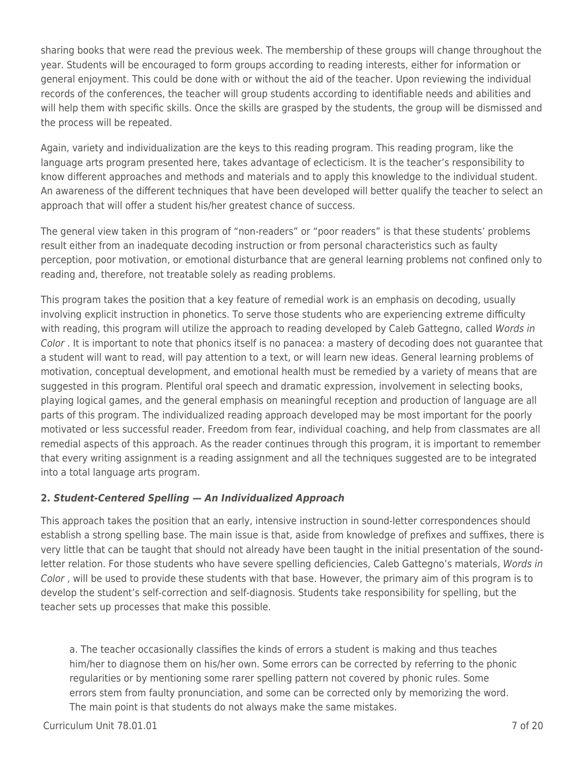sharing books that were read the previous week. The membership of these groups will change throughout the year. Students will be encouraged to form groups according to reading interests, either for information or general enjoyment. This could be done with or without the aid of the teacher. Upon reviewing the individual records of the conferences, the teacher will group students according to identifiable needs and abilities and will help them with specific skills. Once the skills are grasped by the students, the group will be dismissed and the process will be repeated.

Again, variety and individualization are the keys to this reading program. This reading program, like the language arts program presented here, takes advantage of eclecticism. It is the teacher's responsibility to know different approaches and methods and materials and to apply this knowledge to the individual student. An awareness of the different techniques that have been developed will better qualify the teacher to select an approach that will offer a student his/her greatest chance of success.

The general view taken in this program of "non-readers" or "poor readers" is that these students' problems result either from an inadequate decoding instruction or from personal characteristics such as faulty perception, poor motivation, or emotional disturbance that are general learning problems not confined only to reading and, therefore, not treatable solely as reading problems.

This program takes the position that a key feature of remedial work is an emphasis on decoding, usually involving explicit instruction in phonetics. To serve those students who are experiencing extreme difficulty with reading, this program will utilize the approach to reading developed by Caleb Gattegno, called *Words in Color* . It is important to note that phonics itself is no panacea: a mastery of decoding does not guarantee that a student will want to read, will pay attention to a text, or will learn new ideas. General learning problems of motivation, conceptual development, and emotional health must be remedied by a variety of means that are suggested in this program. Plentiful oral speech and dramatic expression, involvement in selecting books, playing logical games, and the general emphasis on meaningful reception and production of language are all parts of this program. The individualized reading approach developed may be most important for the poorly motivated or less successful reader. Freedom from fear, individual coaching, and help from classmates are all remedial aspects of this approach. As the reader continues through this program, it is important to remember that every writing assignment is a reading assignment and all the techniques suggested are to be integrated into a total language arts program.

**2. *Student-Centered Spelling — An Individualized Approach***

This approach takes the position that an early, intensive instruction in sound-letter correspondences should establish a strong spelling base. The main issue is that, aside from knowledge of prefixes and suffixes, there is very little that can be taught that should not already have been taught in the initial presentation of the sound-letter relation. For those students who have severe spelling deficiencies, Caleb Gattegno's materials, *Words in Color* , will be used to provide these students with that base. However, the primary aim of this program is to develop the student's self-correction and self-diagnosis. Students take responsibility for spelling, but the teacher sets up processes that make this possible.

a. The teacher occasionally classifies the kinds of errors a student is making and thus teaches him/her to diagnose them on his/her own. Some errors can be corrected by referring to the phonic regularities or by mentioning some rarer spelling pattern not covered by phonic rules. Some errors stem from faulty pronunciation, and some can be corrected only by memorizing the word. The main point is that students do not always make the same mistakes.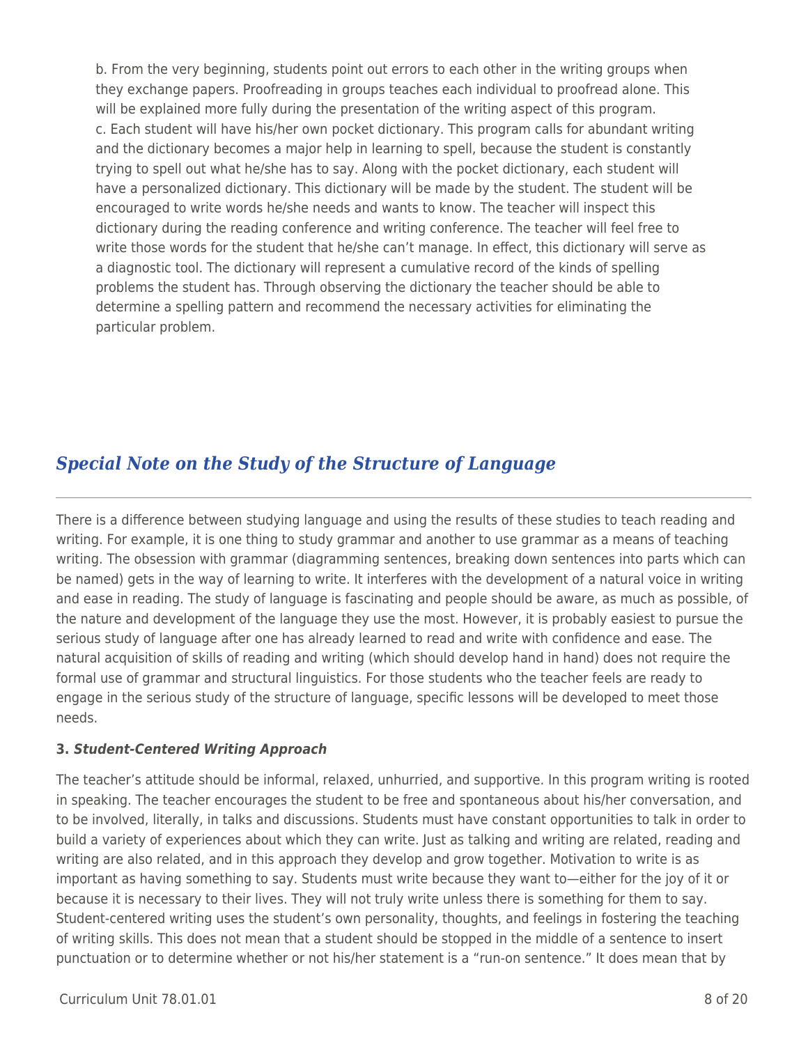b. From the very beginning, students point out errors to each other in the writing groups when they exchange papers. Proofreading in groups teaches each individual to proofread alone. This will be explained more fully during the presentation of the writing aspect of this program.

c. Each student will have his/her own pocket dictionary. This program calls for abundant writing and the dictionary becomes a major help in learning to spell, because the student is constantly trying to spell out what he/she has to say. Along with the pocket dictionary, each student will have a personalized dictionary. This dictionary will be made by the student. The student will be encouraged to write words he/she needs and wants to know. The teacher will inspect this dictionary during the reading conference and writing conference. The teacher will feel free to write those words for the student that he/she can't manage. In effect, this dictionary will serve as a diagnostic tool. The dictionary will represent a cumulative record of the kinds of spelling problems the student has. Through observing the dictionary the teacher should be able to determine a spelling pattern and recommend the necessary activities for eliminating the particular problem.

## *Special Note on the Study of the Structure of Language*

There is a difference between studying language and using the results of these studies to teach reading and writing. For example, it is one thing to study grammar and another to use grammar as a means of teaching writing. The obsession with grammar (diagramming sentences, breaking down sentences into parts which can be named) gets in the way of learning to write. It interferes with the development of a natural voice in writing and ease in reading. The study of language is fascinating and people should be aware, as much as possible, of the nature and development of the language they use the most. However, it is probably easiest to pursue the serious study of language after one has already learned to read and write with confidence and ease. The natural acquisition of skills of reading and writing (which should develop hand in hand) does not require the formal use of grammar and structural linguistics. For those students who the teacher feels are ready to engage in the serious study of the structure of language, specific lessons will be developed to meet those needs.

**3. *Student-Centered Writing Approach***

The teacher's attitude should be informal, relaxed, unhurried, and supportive. In this program writing is rooted in speaking. The teacher encourages the student to be free and spontaneous about his/her conversation, and to be involved, literally, in talks and discussions. Students must have constant opportunities to talk in order to build a variety of experiences about which they can write. Just as talking and writing are related, reading and writing are also related, and in this approach they develop and grow together. Motivation to write is as important as having something to say. Students must write because they want to—either for the joy of it or because it is necessary to their lives. They will not truly write unless there is something for them to say. Student-centered writing uses the student's own personality, thoughts, and feelings in fostering the teaching of writing skills. This does not mean that a student should be stopped in the middle of a sentence to insert punctuation or to determine whether or not his/her statement is a "run-on sentence." It does mean that by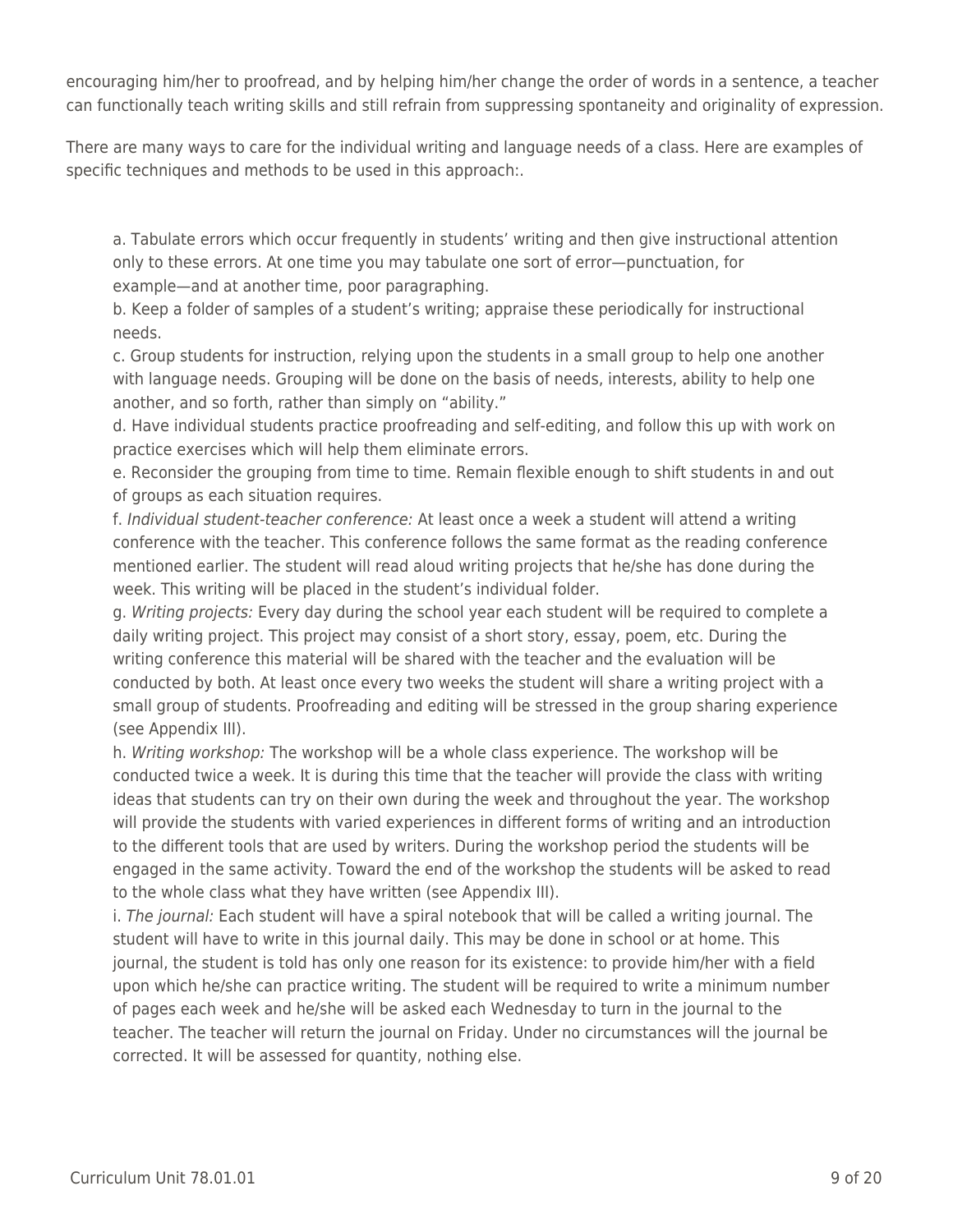encouraging him/her to proofread, and by helping him/her change the order of words in a sentence, a teacher can functionally teach writing skills and still refrain from suppressing spontaneity and originality of expression.

There are many ways to care for the individual writing and language needs of a class. Here are examples of specific techniques and methods to be used in this approach:.

a. Tabulate errors which occur frequently in students' writing and then give instructional attention only to these errors. At one time you may tabulate one sort of error—punctuation, for example—and at another time, poor paragraphing.  
b. Keep a folder of samples of a student's writing; appraise these periodically for instructional needs.  
c. Group students for instruction, relying upon the students in a small group to help one another with language needs. Grouping will be done on the basis of needs, interests, ability to help one another, and so forth, rather than simply on "ability."  
d. Have individual students practice proofreading and self-editing, and follow this up with work on practice exercises which will help them eliminate errors.  
e. Reconsider the grouping from time to time. Remain flexible enough to shift students in and out of groups as each situation requires.  
f. *Individual student-teacher conference:* At least once a week a student will attend a writing conference with the teacher. This conference follows the same format as the reading conference mentioned earlier. The student will read aloud writing projects that he/she has done during the week. This writing will be placed in the student's individual folder.  
g. *Writing projects:* Every day during the school year each student will be required to complete a daily writing project. This project may consist of a short story, essay, poem, etc. During the writing conference this material will be shared with the teacher and the evaluation will be conducted by both. At least once every two weeks the student will share a writing project with a small group of students. Proofreading and editing will be stressed in the group sharing experience (see Appendix III).  
h. *Writing workshop:* The workshop will be a whole class experience. The workshop will be conducted twice a week. It is during this time that the teacher will provide the class with writing ideas that students can try on their own during the week and throughout the year. The workshop will provide the students with varied experiences in different forms of writing and an introduction to the different tools that are used by writers. During the workshop period the students will be engaged in the same activity. Toward the end of the workshop the students will be asked to read to the whole class what they have written (see Appendix III).  
i. *The journal:* Each student will have a spiral notebook that will be called a writing journal. The student will have to write in this journal daily. This may be done in school or at home. This journal, the student is told has only one reason for its existence: to provide him/her with a field upon which he/she can practice writing. The student will be required to write a minimum number of pages each week and he/she will be asked each Wednesday to turn in the journal to the teacher. The teacher will return the journal on Friday. Under no circumstances will the journal be corrected. It will be assessed for quantity, nothing else.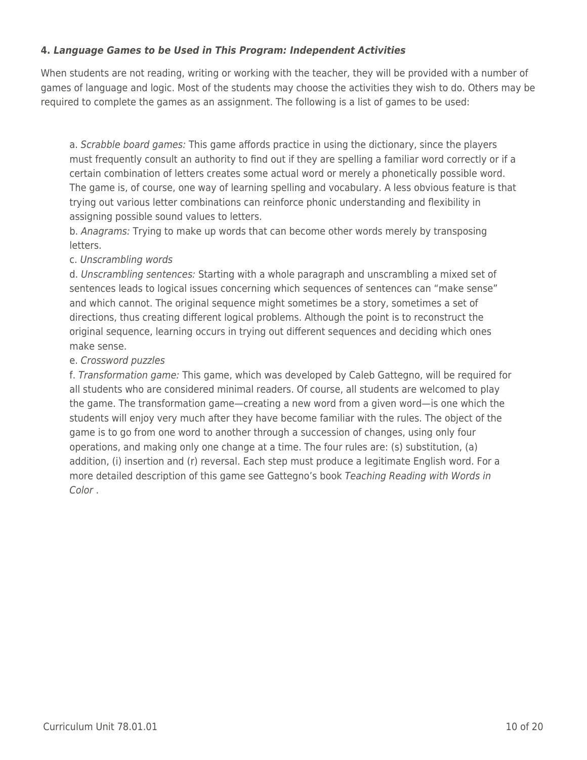**4.** ***Language Games to be Used in This Program: Independent Activities***

When students are not reading, writing or working with the teacher, they will be provided with a number of games of language and logic. Most of the students may choose the activities they wish to do. Others may be required to complete the games as an assignment. The following is a list of games to be used:

a. *Scrabble board games:* This game affords practice in using the dictionary, since the players must frequently consult an authority to find out if they are spelling a familiar word correctly or if a certain combination of letters creates some actual word or merely a phonetically possible word. The game is, of course, one way of learning spelling and vocabulary. A less obvious feature is that trying out various letter combinations can reinforce phonic understanding and flexibility in assigning possible sound values to letters.

b. *Anagrams:* Trying to make up words that can become other words merely by transposing letters.

c. *Unscrambling words*

d. *Unscrambling sentences:* Starting with a whole paragraph and unscrambling a mixed set of sentences leads to logical issues concerning which sequences of sentences can "make sense" and which cannot. The original sequence might sometimes be a story, sometimes a set of directions, thus creating different logical problems. Although the point is to reconstruct the original sequence, learning occurs in trying out different sequences and deciding which ones make sense.

e. *Crossword puzzles*

f. *Transformation game:* This game, which was developed by Caleb Gattegno, will be required for all students who are considered minimal readers. Of course, all students are welcomed to play the game. The transformation game—creating a new word from a given word—is one which the students will enjoy very much after they have become familiar with the rules. The object of the game is to go from one word to another through a succession of changes, using only four operations, and making only one change at a time. The four rules are: (s) substitution, (a) addition, (i) insertion and (r) reversal. Each step must produce a legitimate English word. For a more detailed description of this game see Gattegno's book *Teaching Reading with Words in Color* .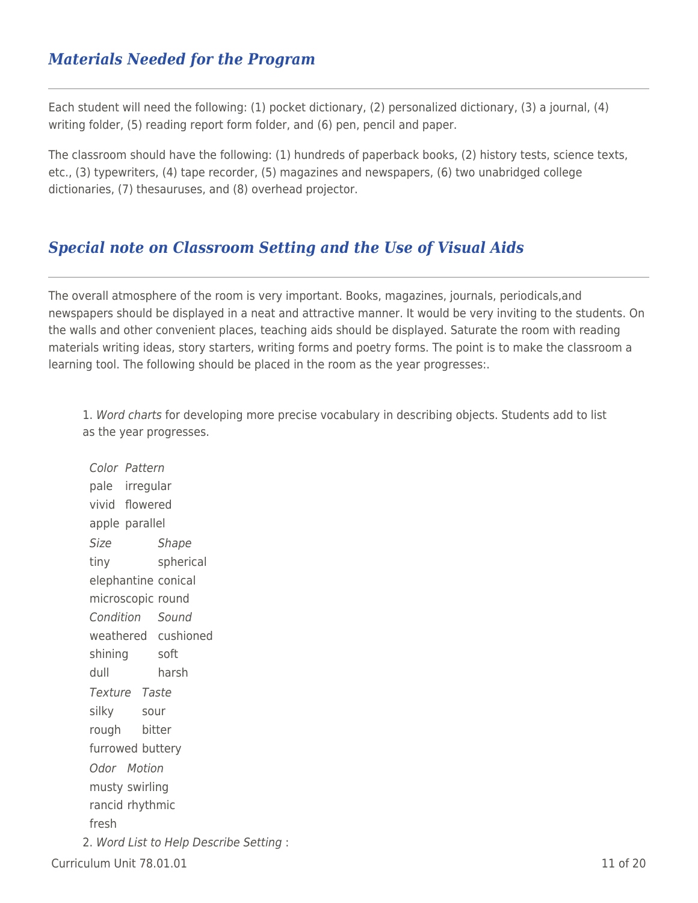## *Materials Needed for the Program*

Each student will need the following: (1) pocket dictionary, (2) personalized dictionary, (3) a journal, (4) writing folder, (5) reading report form folder, and (6) pen, pencil and paper.

The classroom should have the following: (1) hundreds of paperback books, (2) history tests, science texts, etc., (3) typewriters, (4) tape recorder, (5) magazines and newspapers, (6) two unabridged college dictionaries, (7) thesauruses, and (8) overhead projector.

## *Special note on Classroom Setting and the Use of Visual Aids*

The overall atmosphere of the room is very important. Books, magazines, journals, periodicals,and newspapers should be displayed in a neat and attractive manner. It would be very inviting to the students. On the walls and other convenient places, teaching aids should be displayed. Saturate the room with reading materials writing ideas, story starters, writing forms and poetry forms. The point is to make the classroom a learning tool. The following should be placed in the room as the year progresses:.

1. *Word charts* for developing more precise vocabulary in describing objects. Students add to list as the year progresses.

| *Color* | *Pattern* |
|---|---|
| pale | irregular |
| vivid | flowered |
| apple | parallel |

| *Size* | *Shape* |
|---|---|
| tiny | spherical |
| elephantine | conical |
| microscopic | round |

| *Condition* | *Sound* |
|---|---|
| weathered | cushioned |
| shining | soft |
| dull | harsh |

| *Texture* | *Taste* |
|---|---|
| silky | sour |
| rough | bitter |
| furrowed | buttery |

| *Odor* | *Motion* |
|---|---|
| musty | swirling |
| rancid | rhythmic |
| fresh | |

2. *Word List to Help Describe Setting* :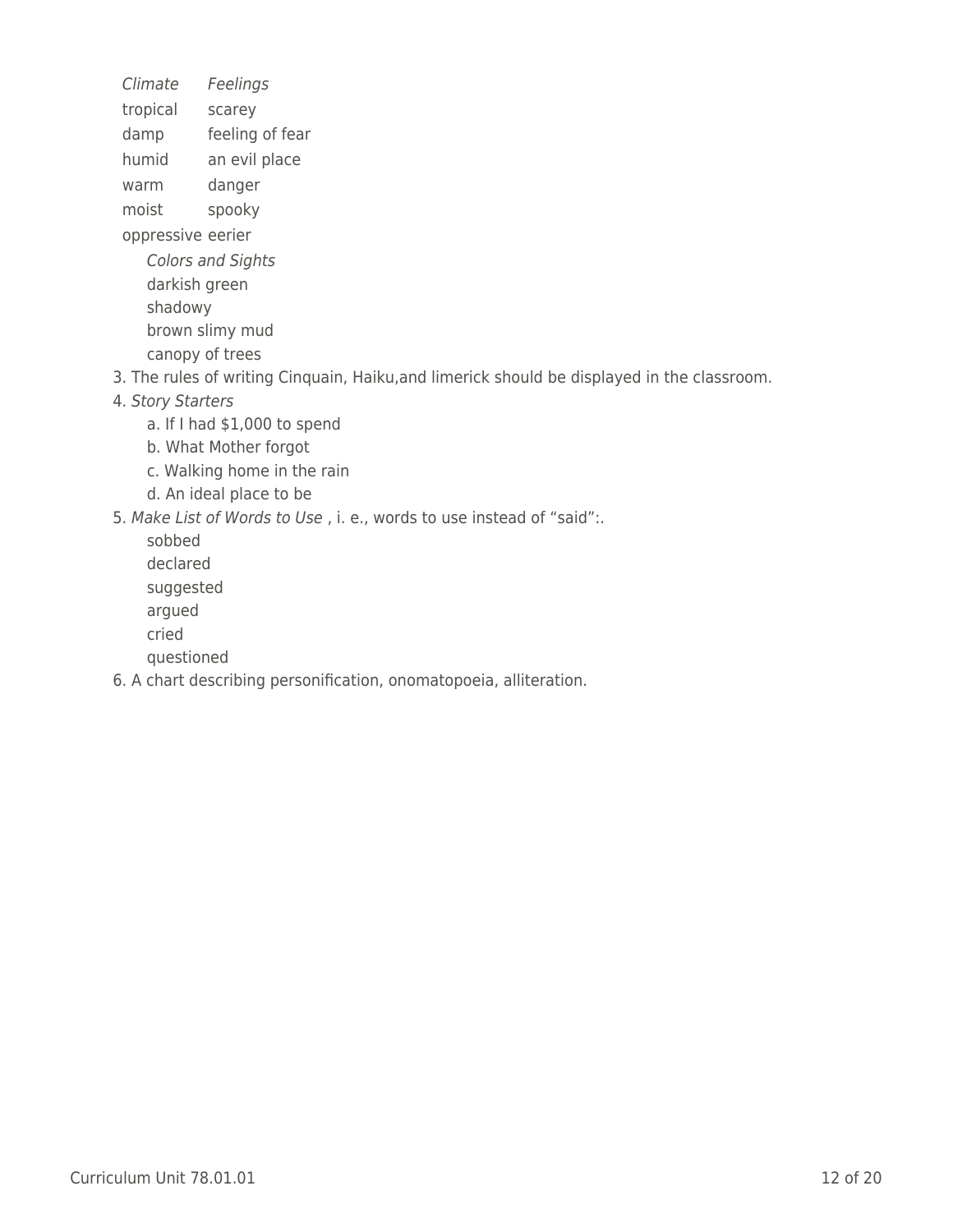| *Climate* | *Feelings* |
|---|---|
| tropical | scarey |
| damp | feeling of fear |
| humid | an evil place |
| warm | danger |
| moist | spooky |
| oppressive | eerier |

*Colors and Sights*
darkish green
shadowy
brown slimy mud
canopy of trees

3. The rules of writing Cinquain, Haiku,and limerick should be displayed in the classroom.
4. *Story Starters*
    a. If I had $1,000 to spend
    b. What Mother forgot
    c. Walking home in the rain
    d. An ideal place to be
5. *Make List of Words to Use* , i. e., words to use instead of "said":.
    sobbed
    declared
    suggested
    argued
    cried
    questioned
6. A chart describing personification, onomatopoeia, alliteration.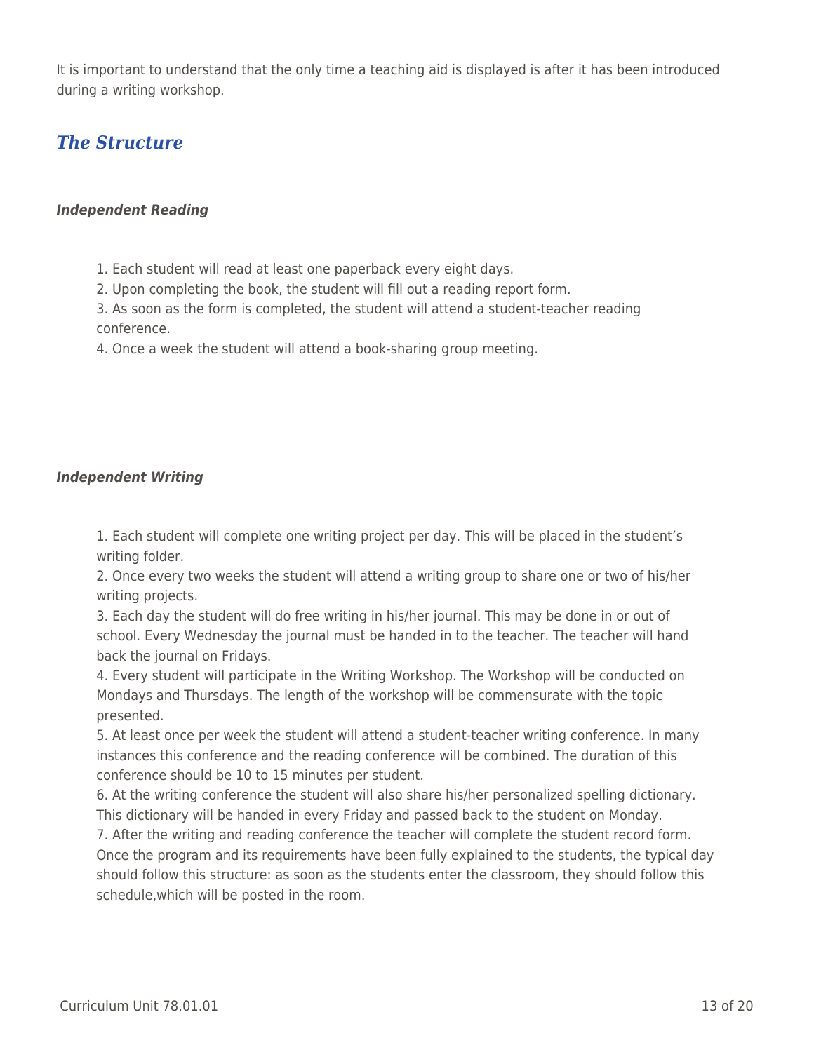It is important to understand that the only time a teaching aid is displayed is after it has been introduced during a writing workshop.

## *The Structure*

---

#### *Independent Reading*

1. Each student will read at least one paperback every eight days.
2. Upon completing the book, the student will fill out a reading report form.
3. As soon as the form is completed, the student will attend a student-teacher reading conference.
4. Once a week the student will attend a book-sharing group meeting.

#### *Independent Writing*

1. Each student will complete one writing project per day. This will be placed in the student's writing folder.
2. Once every two weeks the student will attend a writing group to share one or two of his/her writing projects.
3. Each day the student will do free writing in his/her journal. This may be done in or out of school. Every Wednesday the journal must be handed in to the teacher. The teacher will hand back the journal on Fridays.
4. Every student will participate in the Writing Workshop. The Workshop will be conducted on Mondays and Thursdays. The length of the workshop will be commensurate with the topic presented.
5. At least once per week the student will attend a student-teacher writing conference. In many instances this conference and the reading conference will be combined. The duration of this conference should be 10 to 15 minutes per student.
6. At the writing conference the student will also share his/her personalized spelling dictionary. This dictionary will be handed in every Friday and passed back to the student on Monday.
7. After the writing and reading conference the teacher will complete the student record form. Once the program and its requirements have been fully explained to the students, the typical day should follow this structure: as soon as the students enter the classroom, they should follow this schedule,which will be posted in the room.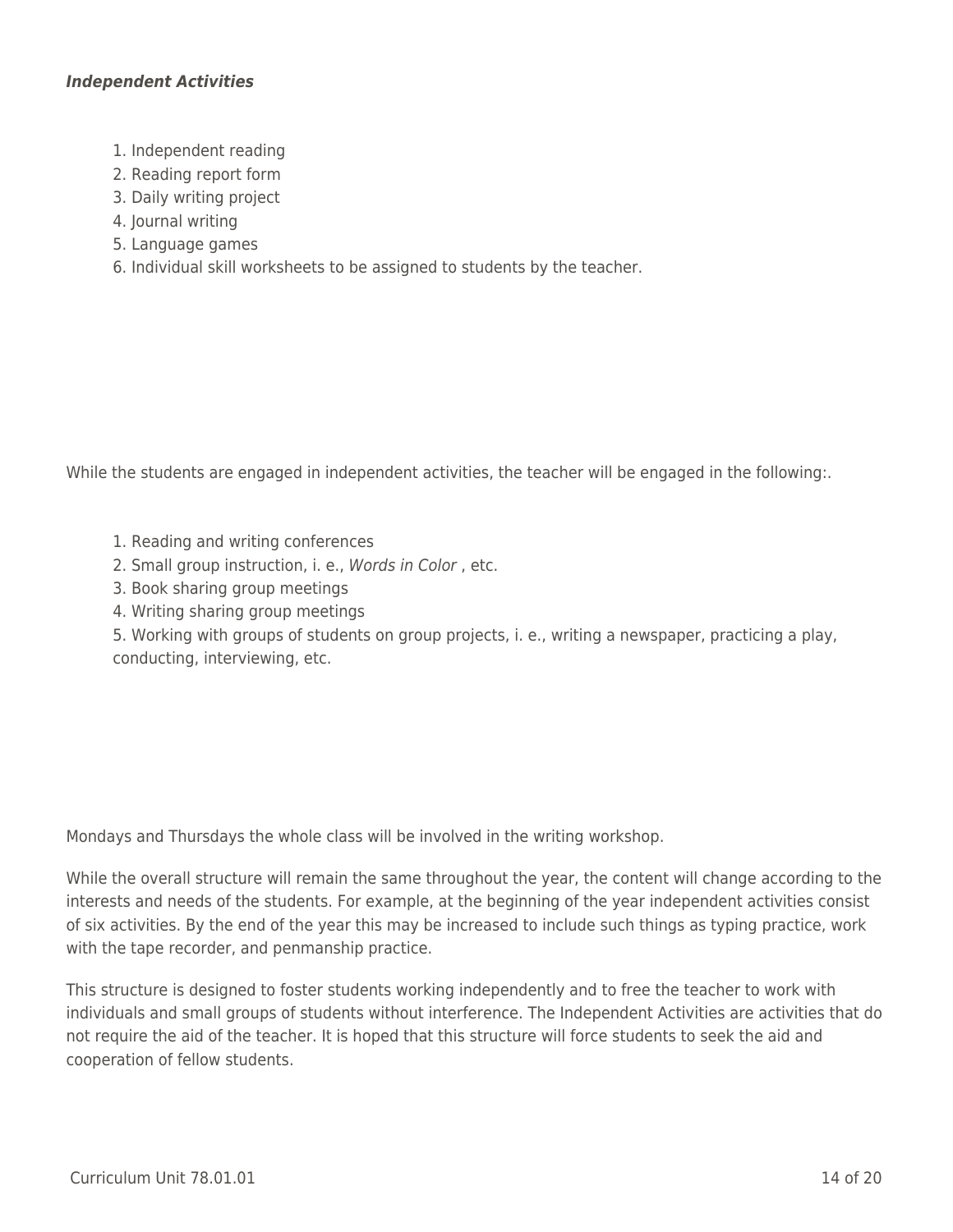***Independent Activities***

1. Independent reading
2. Reading report form
3. Daily writing project
4. Journal writing
5. Language games
6. Individual skill worksheets to be assigned to students by the teacher.

While the students are engaged in independent activities, the teacher will be engaged in the following:.

1. Reading and writing conferences
2. Small group instruction, i. e., *Words in Color* , etc.
3. Book sharing group meetings
4. Writing sharing group meetings
5. Working with groups of students on group projects, i. e., writing a newspaper, practicing a play, conducting, interviewing, etc.

Mondays and Thursdays the whole class will be involved in the writing workshop.

While the overall structure will remain the same throughout the year, the content will change according to the interests and needs of the students. For example, at the beginning of the year independent activities consist of six activities. By the end of the year this may be increased to include such things as typing practice, work with the tape recorder, and penmanship practice.

This structure is designed to foster students working independently and to free the teacher to work with individuals and small groups of students without interference. The Independent Activities are activities that do not require the aid of the teacher. It is hoped that this structure will force students to seek the aid and cooperation of fellow students.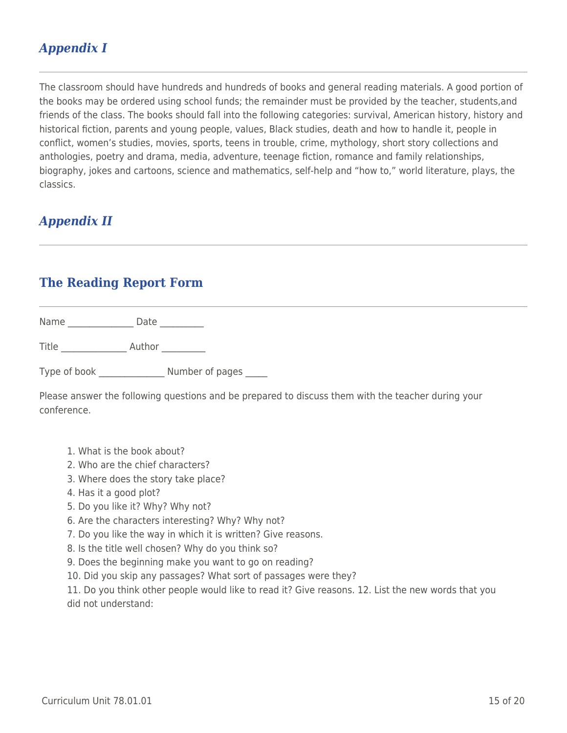## *Appendix I*

---

The classroom should have hundreds and hundreds of books and general reading materials. A good portion of the books may be ordered using school funds; the remainder must be provided by the teacher, students,and friends of the class. The books should fall into the following categories: survival, American history, history and historical fiction, parents and young people, values, Black studies, death and how to handle it, people in conflict, women's studies, movies, sports, teens in trouble, crime, mythology, short story collections and anthologies, poetry and drama, media, adventure, teenage fiction, romance and family relationships, biography, jokes and cartoons, science and mathematics, self-help and "how to," world literature, plays, the classics.

## *Appendix II*

---

## The Reading Report Form

---

Name ______________ Date _________

Title ______________ Author _________

Type of book ______________ Number of pages _____

Please answer the following questions and be prepared to discuss them with the teacher during your conference.

1. What is the book about?
2. Who are the chief characters?
3. Where does the story take place?
4. Has it a good plot?
5. Do you like it? Why? Why not?
6. Are the characters interesting? Why? Why not?
7. Do you like the way in which it is written? Give reasons.
8. Is the title well chosen? Why do you think so?
9. Does the beginning make you want to go on reading?
10. Did you skip any passages? What sort of passages were they?
11. Do you think other people would like to read it? Give reasons. 12. List the new words that you did not understand: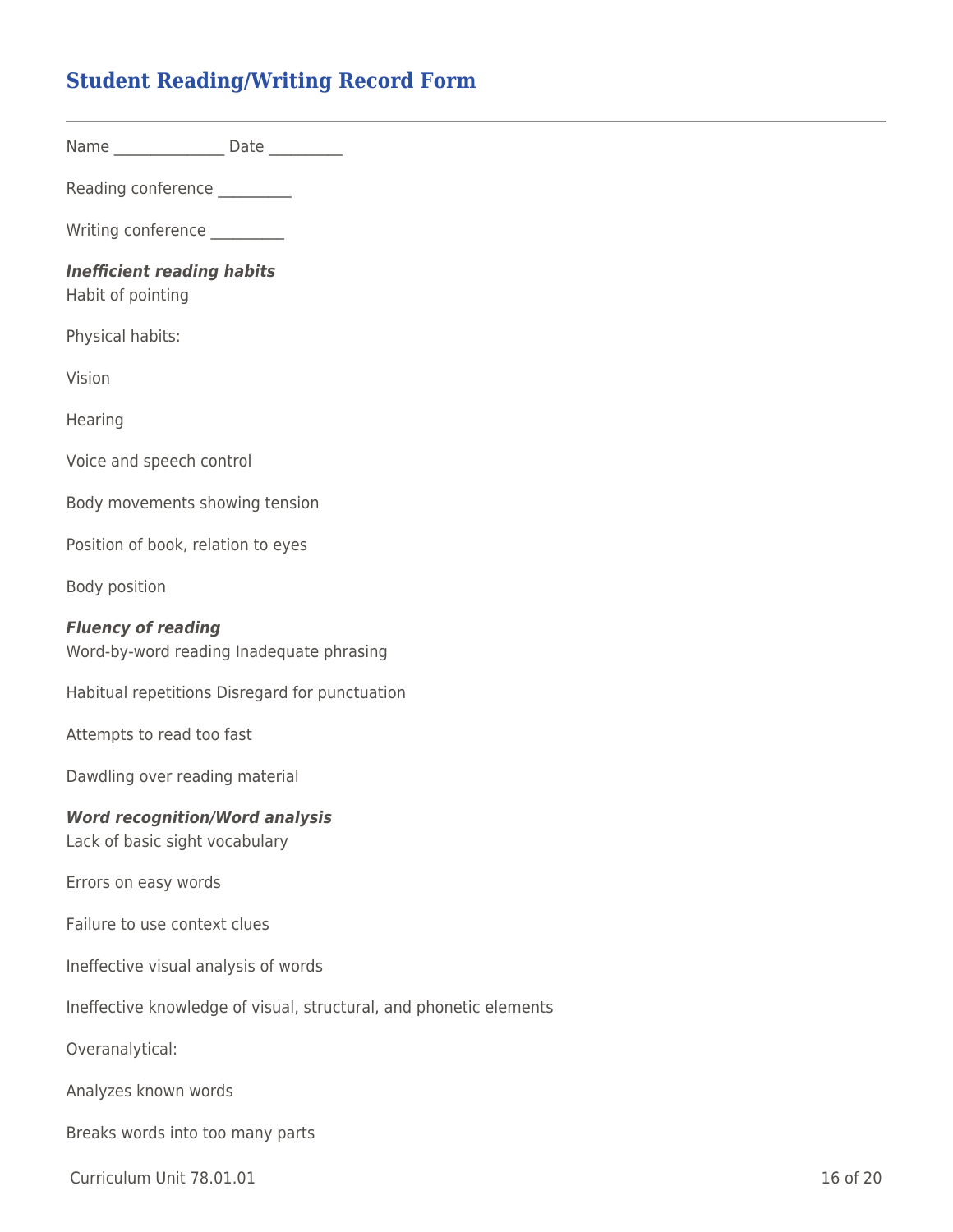## Student Reading/Writing Record Form

---

Name ______________ Date _________

Reading conference _________

Writing conference _________

***Inefficient reading habits***
Habit of pointing

Physical habits:

Vision

Hearing

Voice and speech control

Body movements showing tension

Position of book, relation to eyes

Body position

***Fluency of reading***
Word-by-word reading Inadequate phrasing

Habitual repetitions Disregard for punctuation

Attempts to read too fast

Dawdling over reading material

***Word recognition/Word analysis***
Lack of basic sight vocabulary

Errors on easy words

Failure to use context clues

Ineffective visual analysis of words

Ineffective knowledge of visual, structural, and phonetic elements

Overanalytical:

Analyzes known words

Breaks words into too many parts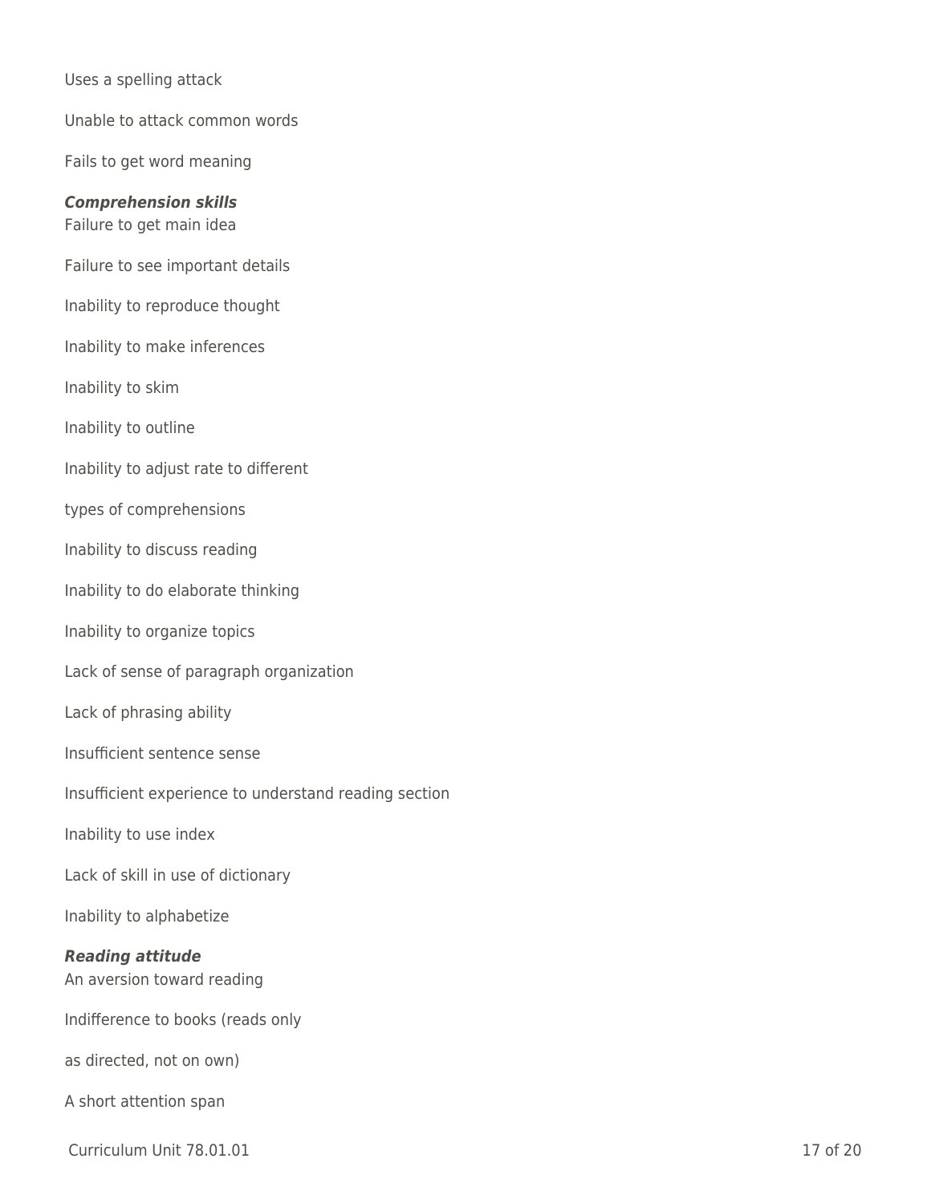Uses a spelling attack

Unable to attack common words

Fails to get word meaning

***Comprehension skills***
Failure to get main idea

Failure to see important details

Inability to reproduce thought

Inability to make inferences

Inability to skim

Inability to outline

Inability to adjust rate to different

types of comprehensions

Inability to discuss reading

Inability to do elaborate thinking

Inability to organize topics

Lack of sense of paragraph organization

Lack of phrasing ability

Insufficient sentence sense

Insufficient experience to understand reading section

Inability to use index

Lack of skill in use of dictionary

Inability to alphabetize

***Reading attitude***
An aversion toward reading

Indifference to books (reads only

as directed, not on own)

A short attention span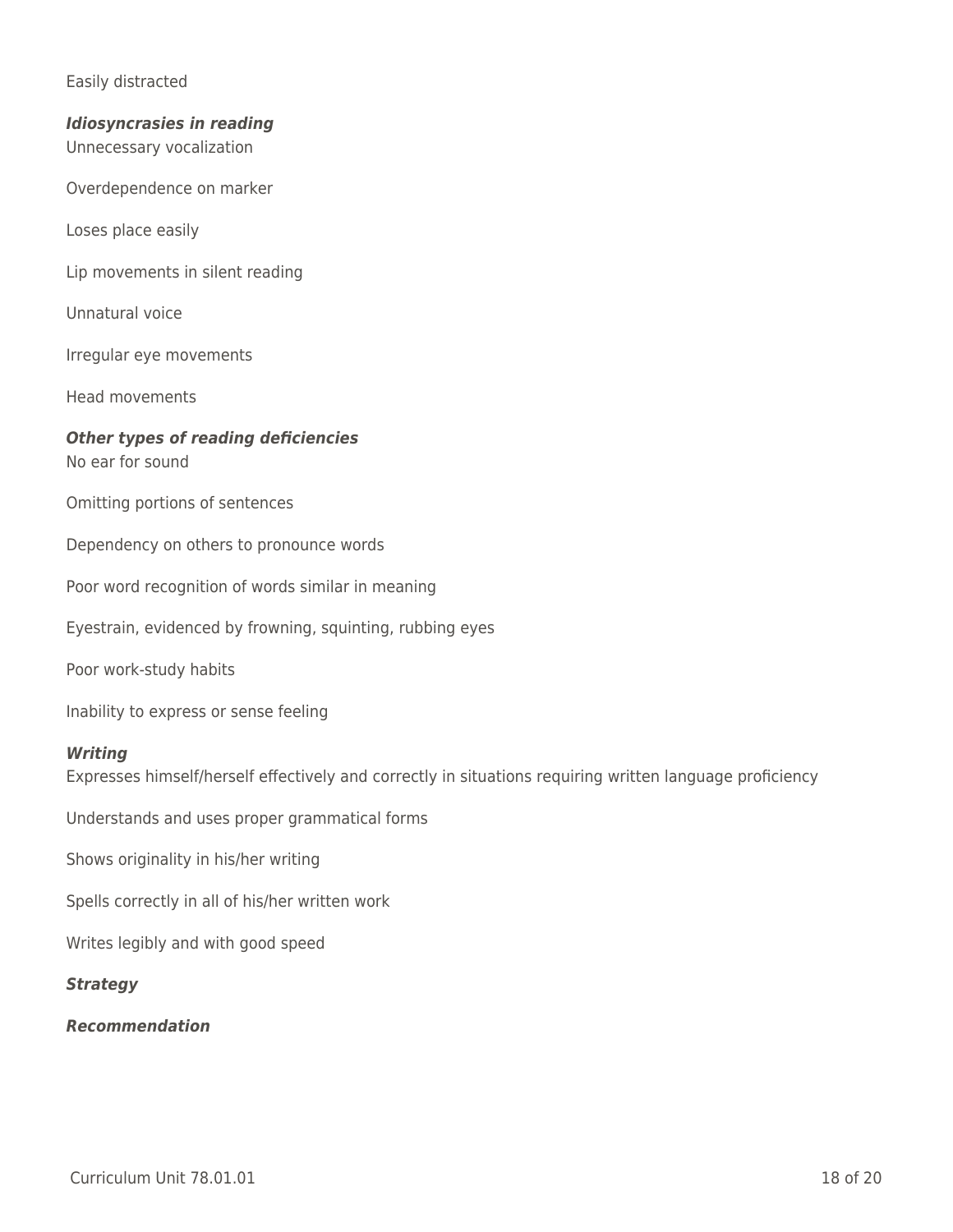Easily distracted

***Idiosyncrasies in reading***

Unnecessary vocalization

Overdependence on marker

Loses place easily

Lip movements in silent reading

Unnatural voice

Irregular eye movements

Head movements

***Other types of reading deficiencies***

No ear for sound

Omitting portions of sentences

Dependency on others to pronounce words

Poor word recognition of words similar in meaning

Eyestrain, evidenced by frowning, squinting, rubbing eyes

Poor work-study habits

Inability to express or sense feeling

***Writing***

Expresses himself/herself effectively and correctly in situations requiring written language proficiency

Understands and uses proper grammatical forms

Shows originality in his/her writing

Spells correctly in all of his/her written work

Writes legibly and with good speed

***Strategy***

***Recommendation***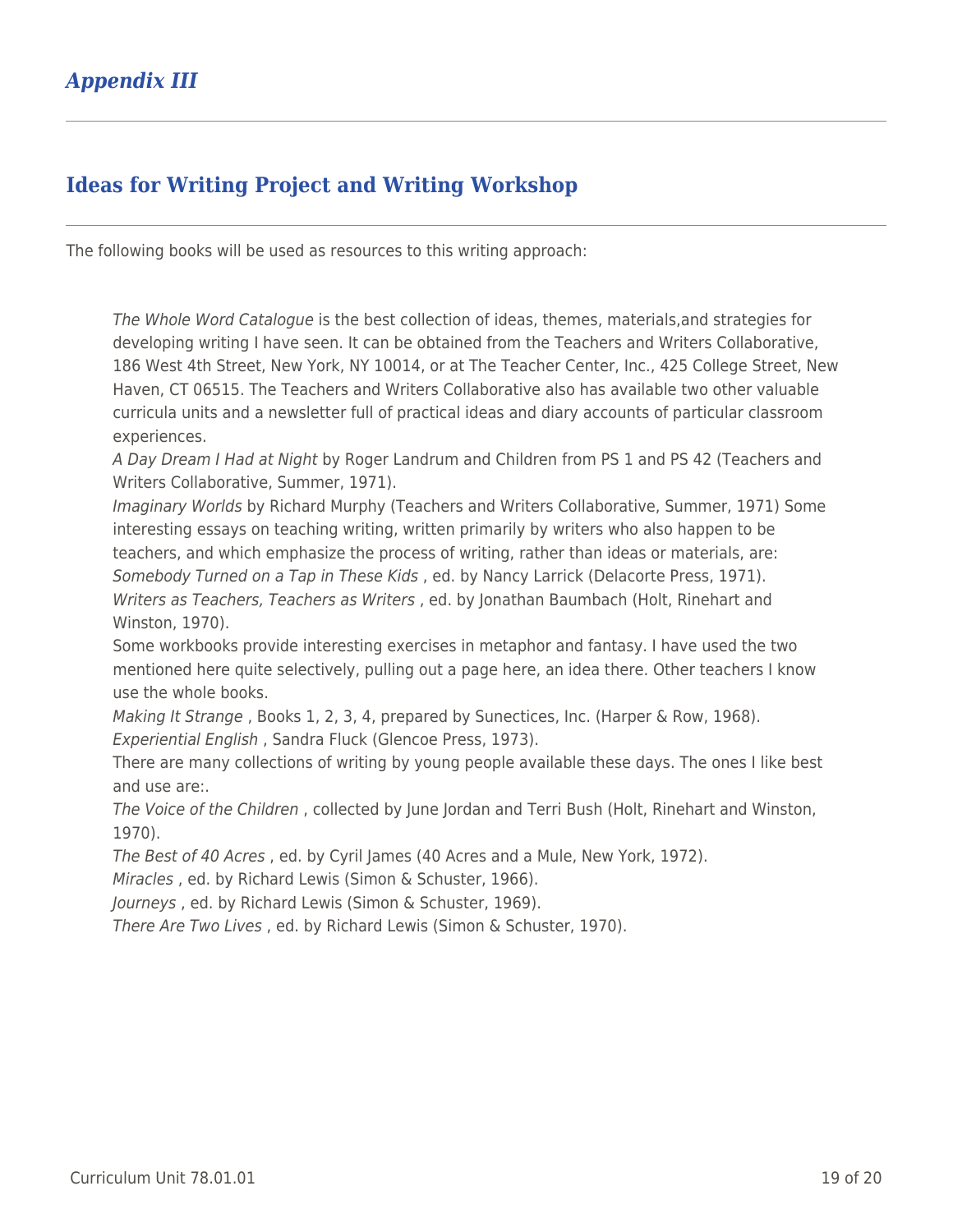## *Appendix III*

---

## Ideas for Writing Project and Writing Workshop

---

The following books will be used as resources to this writing approach:

*The Whole Word Catalogue* is the best collection of ideas, themes, materials,and strategies for developing writing I have seen. It can be obtained from the Teachers and Writers Collaborative, 186 West 4th Street, New York, NY 10014, or at The Teacher Center, Inc., 425 College Street, New Haven, CT 06515. The Teachers and Writers Collaborative also has available two other valuable curricula units and a newsletter full of practical ideas and diary accounts of particular classroom experiences.

*A Day Dream I Had at Night* by Roger Landrum and Children from PS 1 and PS 42 (Teachers and Writers Collaborative, Summer, 1971).

*Imaginary Worlds* by Richard Murphy (Teachers and Writers Collaborative, Summer, 1971) Some interesting essays on teaching writing, written primarily by writers who also happen to be teachers, and which emphasize the process of writing, rather than ideas or materials, are:

*Somebody Turned on a Tap in These Kids* , ed. by Nancy Larrick (Delacorte Press, 1971).

*Writers as Teachers, Teachers as Writers* , ed. by Jonathan Baumbach (Holt, Rinehart and Winston, 1970).

Some workbooks provide interesting exercises in metaphor and fantasy. I have used the two mentioned here quite selectively, pulling out a page here, an idea there. Other teachers I know use the whole books.

*Making It Strange* , Books 1, 2, 3, 4, prepared by Sunectices, Inc. (Harper & Row, 1968).

*Experiential English* , Sandra Fluck (Glencoe Press, 1973).

There are many collections of writing by young people available these days. The ones I like best and use are:.

*The Voice of the Children* , collected by June Jordan and Terri Bush (Holt, Rinehart and Winston, 1970).

*The Best of 40 Acres* , ed. by Cyril James (40 Acres and a Mule, New York, 1972).

*Miracles* , ed. by Richard Lewis (Simon & Schuster, 1966).

*Journeys* , ed. by Richard Lewis (Simon & Schuster, 1969).

*There Are Two Lives* , ed. by Richard Lewis (Simon & Schuster, 1970).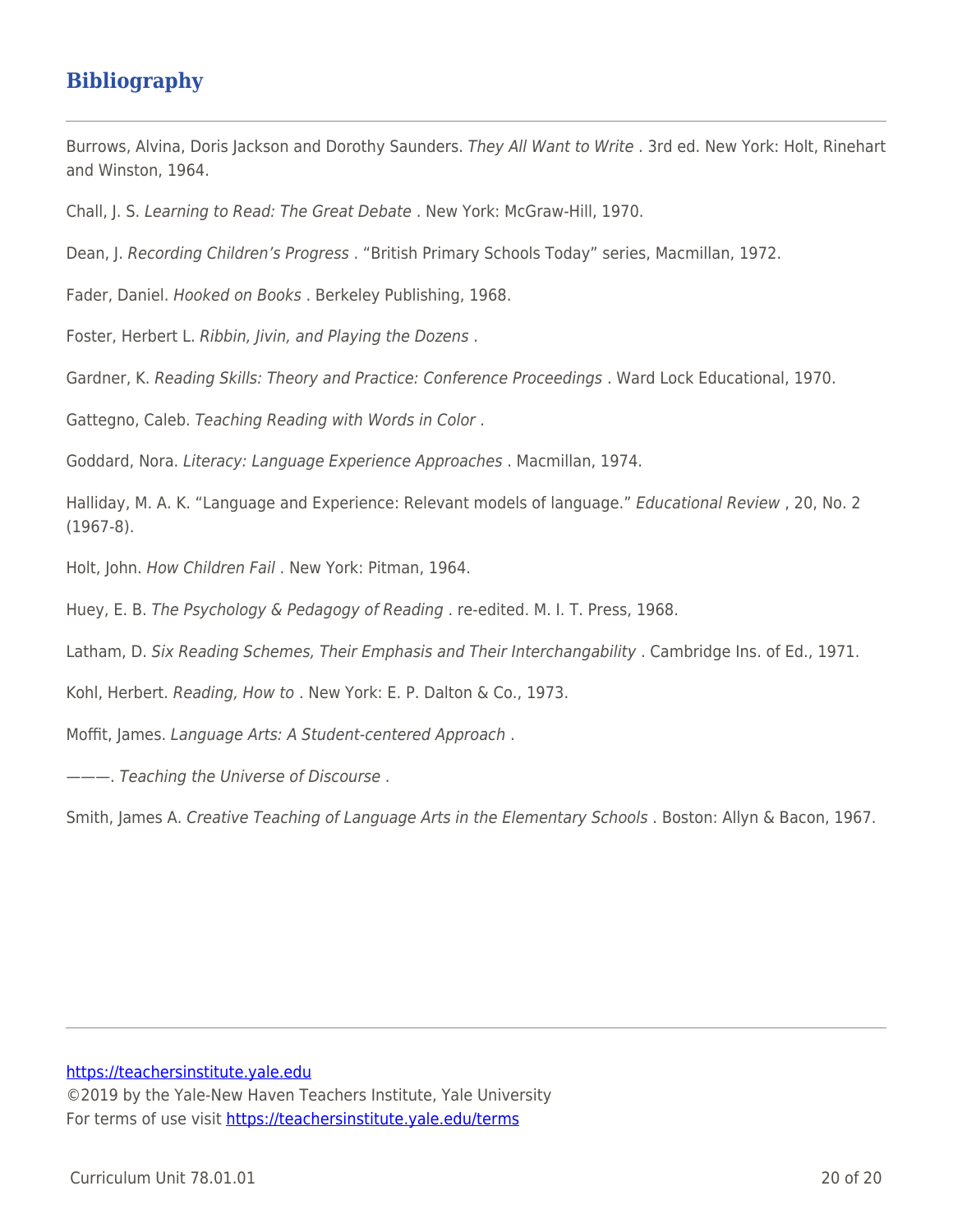## Bibliography

Burrows, Alvina, Doris Jackson and Dorothy Saunders. *They All Want to Write* . 3rd ed. New York: Holt, Rinehart and Winston, 1964.

Chall, J. S. *Learning to Read: The Great Debate* . New York: McGraw-Hill, 1970.

Dean, J. *Recording Children's Progress* . "British Primary Schools Today" series, Macmillan, 1972.

Fader, Daniel. *Hooked on Books* . Berkeley Publishing, 1968.

Foster, Herbert L. *Ribbin, Jivin, and Playing the Dozens* .

Gardner, K. *Reading Skills: Theory and Practice: Conference Proceedings* . Ward Lock Educational, 1970.

Gattegno, Caleb. *Teaching Reading with Words in Color* .

Goddard, Nora. *Literacy: Language Experience Approaches* . Macmillan, 1974.

Halliday, M. A. K. "Language and Experience: Relevant models of language." *Educational Review* , 20, No. 2 (1967-8).

Holt, John. *How Children Fail* . New York: Pitman, 1964.

Huey, E. B. *The Psychology & Pedagogy of Reading* . re-edited. M. I. T. Press, 1968.

Latham, D. *Six Reading Schemes, Their Emphasis and Their Interchangability* . Cambridge Ins. of Ed., 1971.

Kohl, Herbert. *Reading, How to* . New York: E. P. Dalton & Co., 1973.

Moffit, James. *Language Arts: A Student-centered Approach* .

———. *Teaching the Universe of Discourse* .

Smith, James A. *Creative Teaching of Language Arts in the Elementary Schools* . Boston: Allyn & Bacon, 1967.

https://teachersinstitute.yale.edu
©2019 by the Yale-New Haven Teachers Institute, Yale University
For terms of use visit https://teachersinstitute.yale.edu/terms